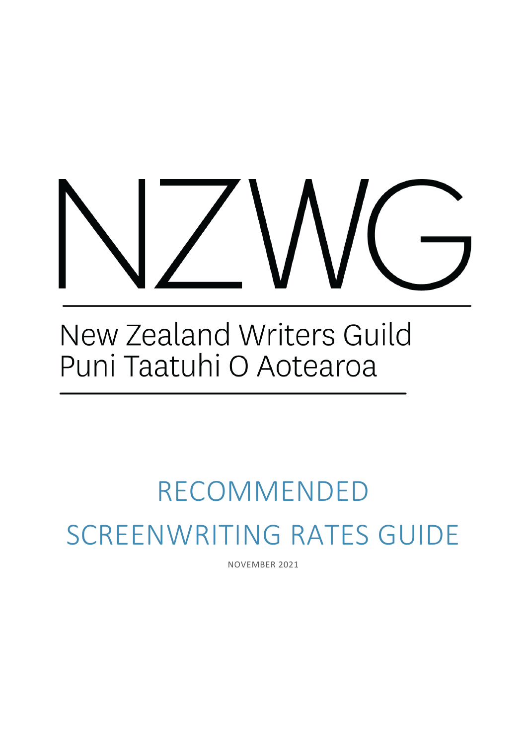# NZWG

New Zealand Writers Guild
Puni Taatuhi O Aotearoa

# RECOMMENDED SCREENWRITING RATES GUIDE

NOVEMBER 2021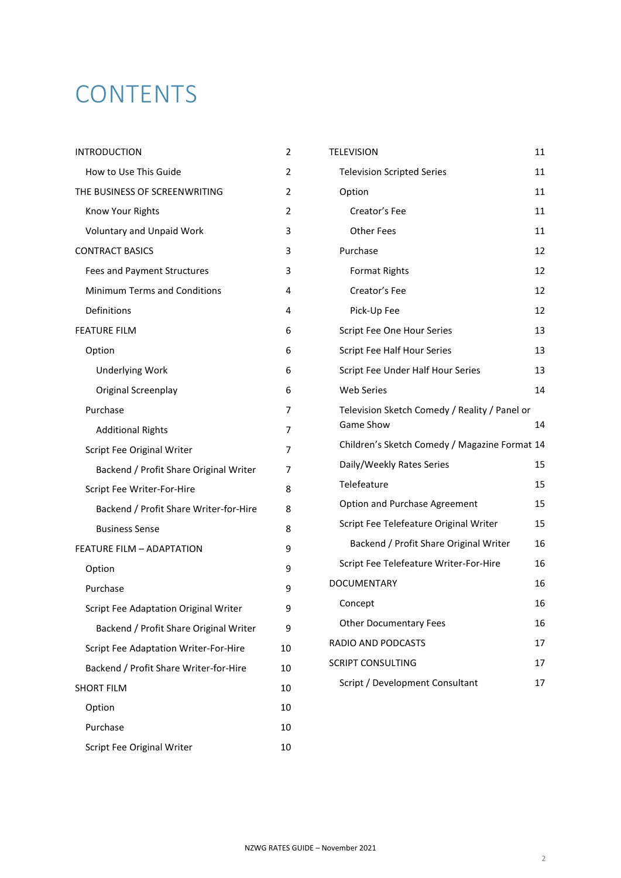# CONTENTS

| | |
|---|---|
| INTRODUCTION | 2 |
| How to Use This Guide | 2 |
| THE BUSINESS OF SCREENWRITING | 2 |
| Know Your Rights | 2 |
| Voluntary and Unpaid Work | 3 |
| CONTRACT BASICS | 3 |
| Fees and Payment Structures | 3 |
| Minimum Terms and Conditions | 4 |
| Definitions | 4 |
| FEATURE FILM | 6 |
| Option | 6 |
| Underlying Work | 6 |
| Original Screenplay | 6 |
| Purchase | 7 |
| Additional Rights | 7 |
| Script Fee Original Writer | 7 |
| Backend / Profit Share Original Writer | 7 |
| Script Fee Writer-For-Hire | 8 |
| Backend / Profit Share Writer-for-Hire | 8 |
| Business Sense | 8 |
| FEATURE FILM – ADAPTATION | 9 |
| Option | 9 |
| Purchase | 9 |
| Script Fee Adaptation Original Writer | 9 |
| Backend / Profit Share Original Writer | 9 |
| Script Fee Adaptation Writer-For-Hire | 10 |
| Backend / Profit Share Writer-for-Hire | 10 |
| SHORT FILM | 10 |
| Option | 10 |
| Purchase | 10 |
| Script Fee Original Writer | 10 |
| TELEVISION | 11 |
| Television Scripted Series | 11 |
| Option | 11 |
| Creator's Fee | 11 |
| Other Fees | 11 |
| Purchase | 12 |
| Format Rights | 12 |
| Creator's Fee | 12 |
| Pick-Up Fee | 12 |
| Script Fee One Hour Series | 13 |
| Script Fee Half Hour Series | 13 |
| Script Fee Under Half Hour Series | 13 |
| Web Series | 14 |
| Television Sketch Comedy / Reality / Panel or Game Show | 14 |
| Children's Sketch Comedy / Magazine Format | 14 |
| Daily/Weekly Rates Series | 15 |
| Telefeature | 15 |
| Option and Purchase Agreement | 15 |
| Script Fee Telefeature Original Writer | 15 |
| Backend / Profit Share Original Writer | 16 |
| Script Fee Telefeature Writer-For-Hire | 16 |
| DOCUMENTARY | 16 |
| Concept | 16 |
| Other Documentary Fees | 16 |
| RADIO AND PODCASTS | 17 |
| SCRIPT CONSULTING | 17 |
| Script / Development Consultant | 17 |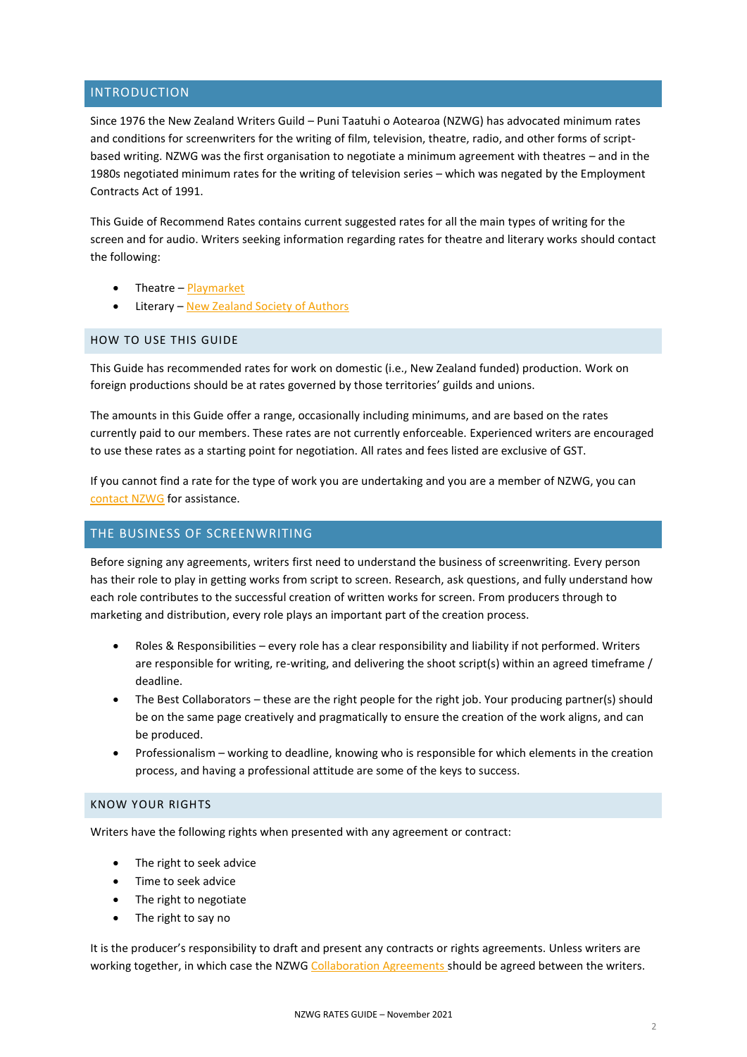## INTRODUCTION

Since 1976 the New Zealand Writers Guild – Puni Taatuhi o Aotearoa (NZWG) has advocated minimum rates and conditions for screenwriters for the writing of film, television, theatre, radio, and other forms of script-based writing. NZWG was the first organisation to negotiate a minimum agreement with theatres – and in the 1980s negotiated minimum rates for the writing of television series – which was negated by the Employment Contracts Act of 1991.

This Guide of Recommend Rates contains current suggested rates for all the main types of writing for the screen and for audio. Writers seeking information regarding rates for theatre and literary works should contact the following:

- Theatre – Playmarket
- Literary – New Zealand Society of Authors

### HOW TO USE THIS GUIDE

This Guide has recommended rates for work on domestic (i.e., New Zealand funded) production. Work on foreign productions should be at rates governed by those territories' guilds and unions.

The amounts in this Guide offer a range, occasionally including minimums, and are based on the rates currently paid to our members. These rates are not currently enforceable. Experienced writers are encouraged to use these rates as a starting point for negotiation. All rates and fees listed are exclusive of GST.

If you cannot find a rate for the type of work you are undertaking and you are a member of NZWG, you can contact NZWG for assistance.

## THE BUSINESS OF SCREENWRITING

Before signing any agreements, writers first need to understand the business of screenwriting. Every person has their role to play in getting works from script to screen. Research, ask questions, and fully understand how each role contributes to the successful creation of written works for screen. From producers through to marketing and distribution, every role plays an important part of the creation process.

- Roles & Responsibilities – every role has a clear responsibility and liability if not performed. Writers are responsible for writing, re-writing, and delivering the shoot script(s) within an agreed timeframe / deadline.
- The Best Collaborators – these are the right people for the right job. Your producing partner(s) should be on the same page creatively and pragmatically to ensure the creation of the work aligns, and can be produced.
- Professionalism – working to deadline, knowing who is responsible for which elements in the creation process, and having a professional attitude are some of the keys to success.

### KNOW YOUR RIGHTS

Writers have the following rights when presented with any agreement or contract:

- The right to seek advice
- Time to seek advice
- The right to negotiate
- The right to say no

It is the producer's responsibility to draft and present any contracts or rights agreements. Unless writers are working together, in which case the NZWG Collaboration Agreements should be agreed between the writers.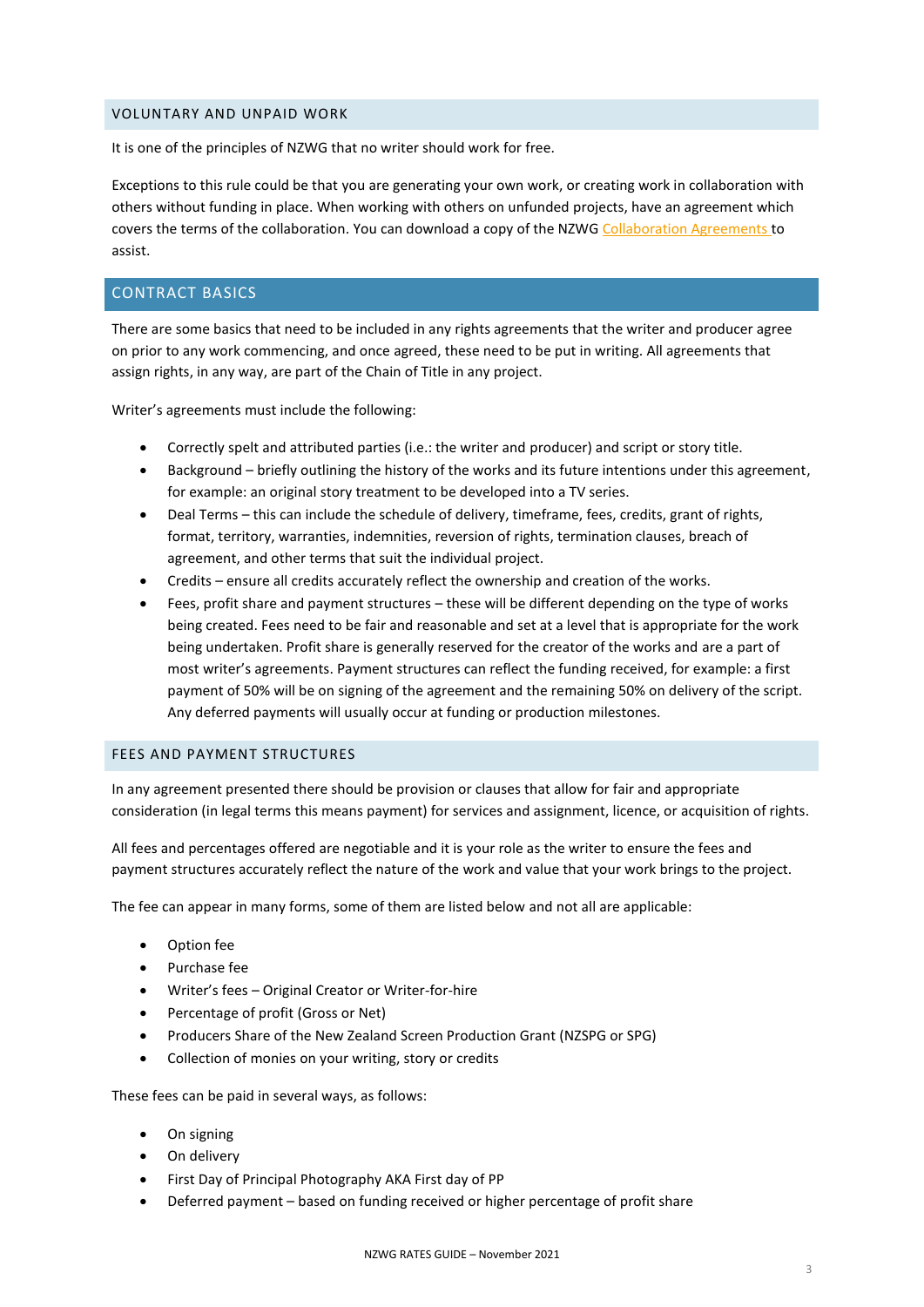## VOLUNTARY AND UNPAID WORK

It is one of the principles of NZWG that no writer should work for free.

Exceptions to this rule could be that you are generating your own work, or creating work in collaboration with others without funding in place. When working with others on unfunded projects, have an agreement which covers the terms of the collaboration. You can download a copy of the NZWG Collaboration Agreements to assist.

## CONTRACT BASICS

There are some basics that need to be included in any rights agreements that the writer and producer agree on prior to any work commencing, and once agreed, these need to be put in writing. All agreements that assign rights, in any way, are part of the Chain of Title in any project.

Writer's agreements must include the following:

- Correctly spelt and attributed parties (i.e.: the writer and producer) and script or story title.
- Background – briefly outlining the history of the works and its future intentions under this agreement, for example: an original story treatment to be developed into a TV series.
- Deal Terms – this can include the schedule of delivery, timeframe, fees, credits, grant of rights, format, territory, warranties, indemnities, reversion of rights, termination clauses, breach of agreement, and other terms that suit the individual project.
- Credits – ensure all credits accurately reflect the ownership and creation of the works.
- Fees, profit share and payment structures – these will be different depending on the type of works being created. Fees need to be fair and reasonable and set at a level that is appropriate for the work being undertaken. Profit share is generally reserved for the creator of the works and are a part of most writer's agreements. Payment structures can reflect the funding received, for example: a first payment of 50% will be on signing of the agreement and the remaining 50% on delivery of the script. Any deferred payments will usually occur at funding or production milestones.

## FEES AND PAYMENT STRUCTURES

In any agreement presented there should be provision or clauses that allow for fair and appropriate consideration (in legal terms this means payment) for services and assignment, licence, or acquisition of rights.

All fees and percentages offered are negotiable and it is your role as the writer to ensure the fees and payment structures accurately reflect the nature of the work and value that your work brings to the project.

The fee can appear in many forms, some of them are listed below and not all are applicable:

- Option fee
- Purchase fee
- Writer's fees – Original Creator or Writer-for-hire
- Percentage of profit (Gross or Net)
- Producers Share of the New Zealand Screen Production Grant (NZSPG or SPG)
- Collection of monies on your writing, story or credits

These fees can be paid in several ways, as follows:

- On signing
- On delivery
- First Day of Principal Photography AKA First day of PP
- Deferred payment – based on funding received or higher percentage of profit share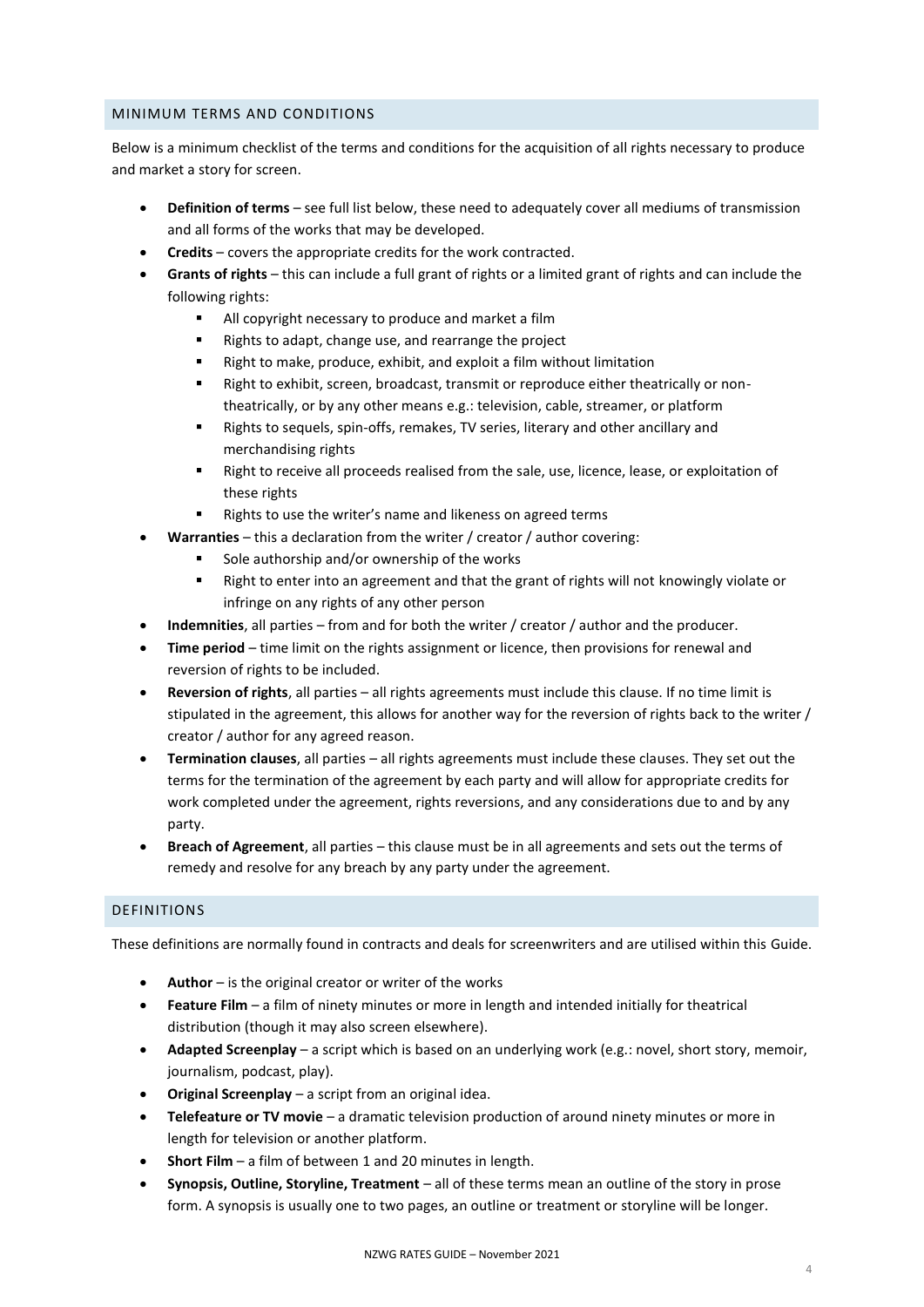## MINIMUM TERMS AND CONDITIONS

Below is a minimum checklist of the terms and conditions for the acquisition of all rights necessary to produce and market a story for screen.

- **Definition of terms** – see full list below, these need to adequately cover all mediums of transmission and all forms of the works that may be developed.
- **Credits** – covers the appropriate credits for the work contracted.
- **Grants of rights** – this can include a full grant of rights or a limited grant of rights and can include the following rights:
    - All copyright necessary to produce and market a film
    - Rights to adapt, change use, and rearrange the project
    - Right to make, produce, exhibit, and exploit a film without limitation
    - Right to exhibit, screen, broadcast, transmit or reproduce either theatrically or non-theatrically, or by any other means e.g.: television, cable, streamer, or platform
    - Rights to sequels, spin-offs, remakes, TV series, literary and other ancillary and merchandising rights
    - Right to receive all proceeds realised from the sale, use, licence, lease, or exploitation of these rights
    - Rights to use the writer's name and likeness on agreed terms
- **Warranties** – this a declaration from the writer / creator / author covering:
    - Sole authorship and/or ownership of the works
    - Right to enter into an agreement and that the grant of rights will not knowingly violate or infringe on any rights of any other person
- **Indemnities**, all parties – from and for both the writer / creator / author and the producer.
- **Time period** – time limit on the rights assignment or licence, then provisions for renewal and reversion of rights to be included.
- **Reversion of rights**, all parties – all rights agreements must include this clause. If no time limit is stipulated in the agreement, this allows for another way for the reversion of rights back to the writer / creator / author for any agreed reason.
- **Termination clauses**, all parties – all rights agreements must include these clauses. They set out the terms for the termination of the agreement by each party and will allow for appropriate credits for work completed under the agreement, rights reversions, and any considerations due to and by any party.
- **Breach of Agreement**, all parties – this clause must be in all agreements and sets out the terms of remedy and resolve for any breach by any party under the agreement.

## DEFINITIONS

These definitions are normally found in contracts and deals for screenwriters and are utilised within this Guide.

- **Author** – is the original creator or writer of the works
- **Feature Film** – a film of ninety minutes or more in length and intended initially for theatrical distribution (though it may also screen elsewhere).
- **Adapted Screenplay** – a script which is based on an underlying work (e.g.: novel, short story, memoir, journalism, podcast, play).
- **Original Screenplay** – a script from an original idea.
- **Telefeature or TV movie** – a dramatic television production of around ninety minutes or more in length for television or another platform.
- **Short Film** – a film of between 1 and 20 minutes in length.
- **Synopsis, Outline, Storyline, Treatment** – all of these terms mean an outline of the story in prose form. A synopsis is usually one to two pages, an outline or treatment or storyline will be longer.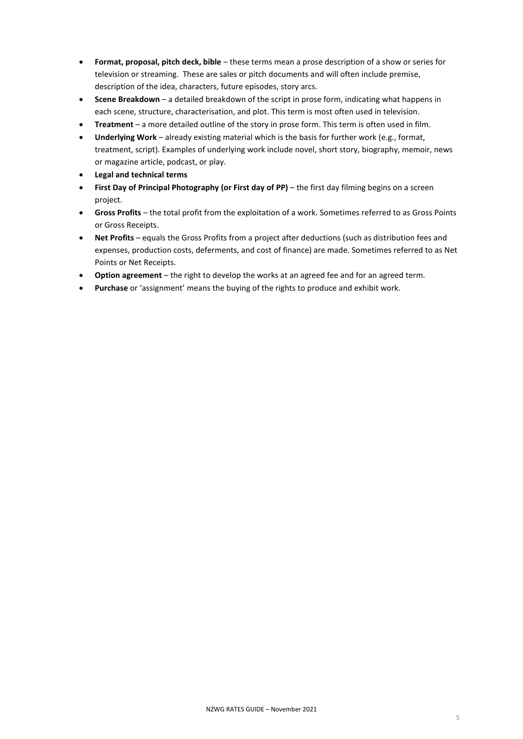- **Format, proposal, pitch deck, bible** – these terms mean a prose description of a show or series for television or streaming. These are sales or pitch documents and will often include premise, description of the idea, characters, future episodes, story arcs.
- **Scene Breakdown** – a detailed breakdown of the script in prose form, indicating what happens in each scene, structure, characterisation, and plot. This term is most often used in television.
- **Treatment** – a more detailed outline of the story in prose form. This term is often used in film.
- **Underlying Work** – already existing material which is the basis for further work (e.g., format, treatment, script). Examples of underlying work include novel, short story, biography, memoir, news or magazine article, podcast, or play.
- **Legal and technical terms**
- **First Day of Principal Photography (or First day of PP)** – the first day filming begins on a screen project.
- **Gross Profits** – the total profit from the exploitation of a work. Sometimes referred to as Gross Points or Gross Receipts.
- **Net Profits** – equals the Gross Profits from a project after deductions (such as distribution fees and expenses, production costs, deferments, and cost of finance) are made. Sometimes referred to as Net Points or Net Receipts.
- **Option agreement** – the right to develop the works at an agreed fee and for an agreed term.
- **Purchase** or 'assignment' means the buying of the rights to produce and exhibit work.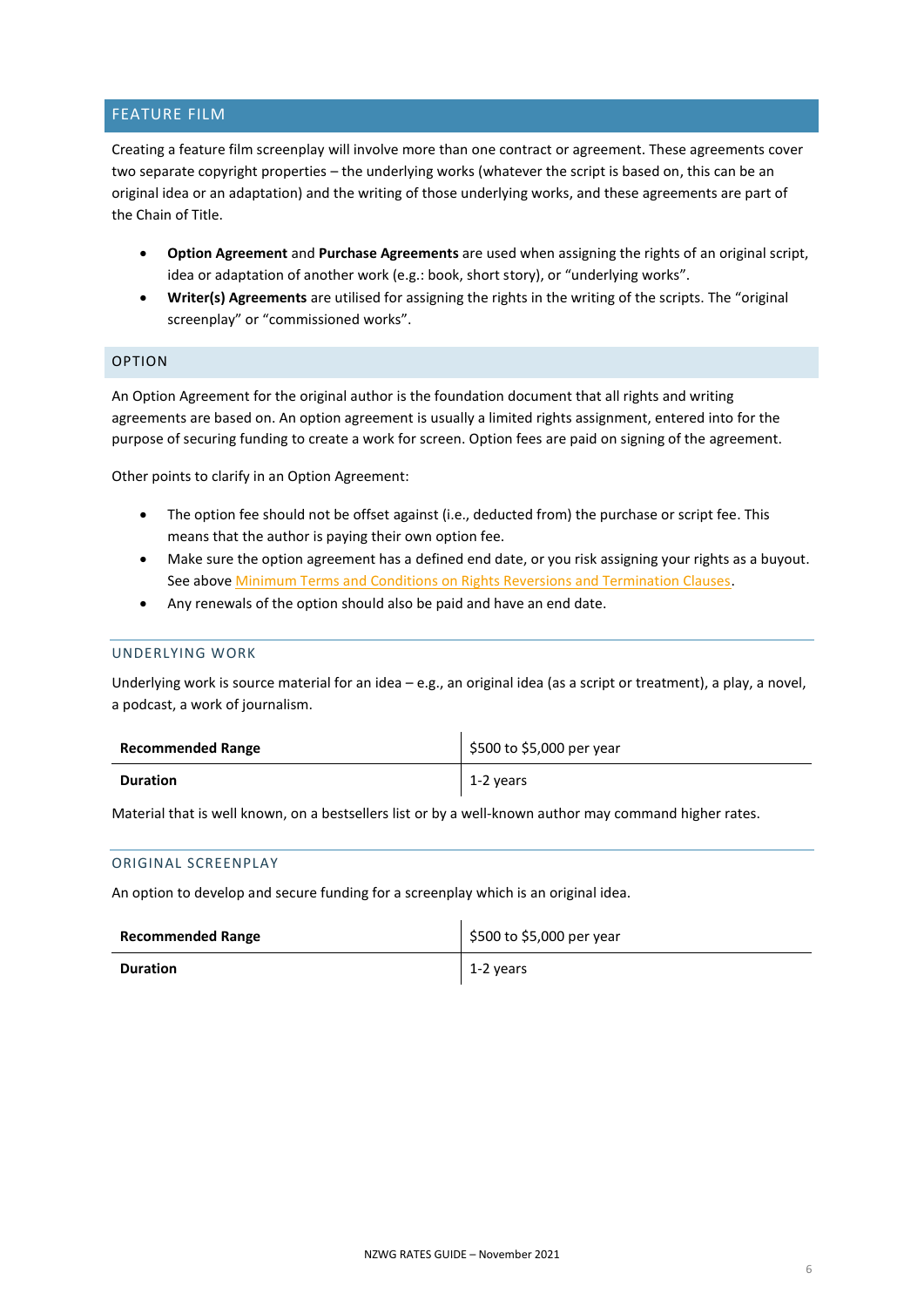## FEATURE FILM

Creating a feature film screenplay will involve more than one contract or agreement. These agreements cover two separate copyright properties – the underlying works (whatever the script is based on, this can be an original idea or an adaptation) and the writing of those underlying works, and these agreements are part of the Chain of Title.

- **Option Agreement** and **Purchase Agreements** are used when assigning the rights of an original script, idea or adaptation of another work (e.g.: book, short story), or "underlying works".
- **Writer(s) Agreements** are utilised for assigning the rights in the writing of the scripts. The "original screenplay" or "commissioned works".

### OPTION

An Option Agreement for the original author is the foundation document that all rights and writing agreements are based on. An option agreement is usually a limited rights assignment, entered into for the purpose of securing funding to create a work for screen. Option fees are paid on signing of the agreement.

Other points to clarify in an Option Agreement:

- The option fee should not be offset against (i.e., deducted from) the purchase or script fee. This means that the author is paying their own option fee.
- Make sure the option agreement has a defined end date, or you risk assigning your rights as a buyout. See above Minimum Terms and Conditions on Rights Reversions and Termination Clauses.
- Any renewals of the option should also be paid and have an end date.

#### UNDERLYING WORK

Underlying work is source material for an idea – e.g., an original idea (as a script or treatment), a play, a novel, a podcast, a work of journalism.

| **Recommended Range** | $500 to $5,000 per year |
|---|---|
| **Duration** | 1-2 years |

Material that is well known, on a bestsellers list or by a well-known author may command higher rates.

#### ORIGINAL SCREENPLAY

An option to develop and secure funding for a screenplay which is an original idea.

| **Recommended Range** | $500 to $5,000 per year |
|---|---|
| **Duration** | 1-2 years |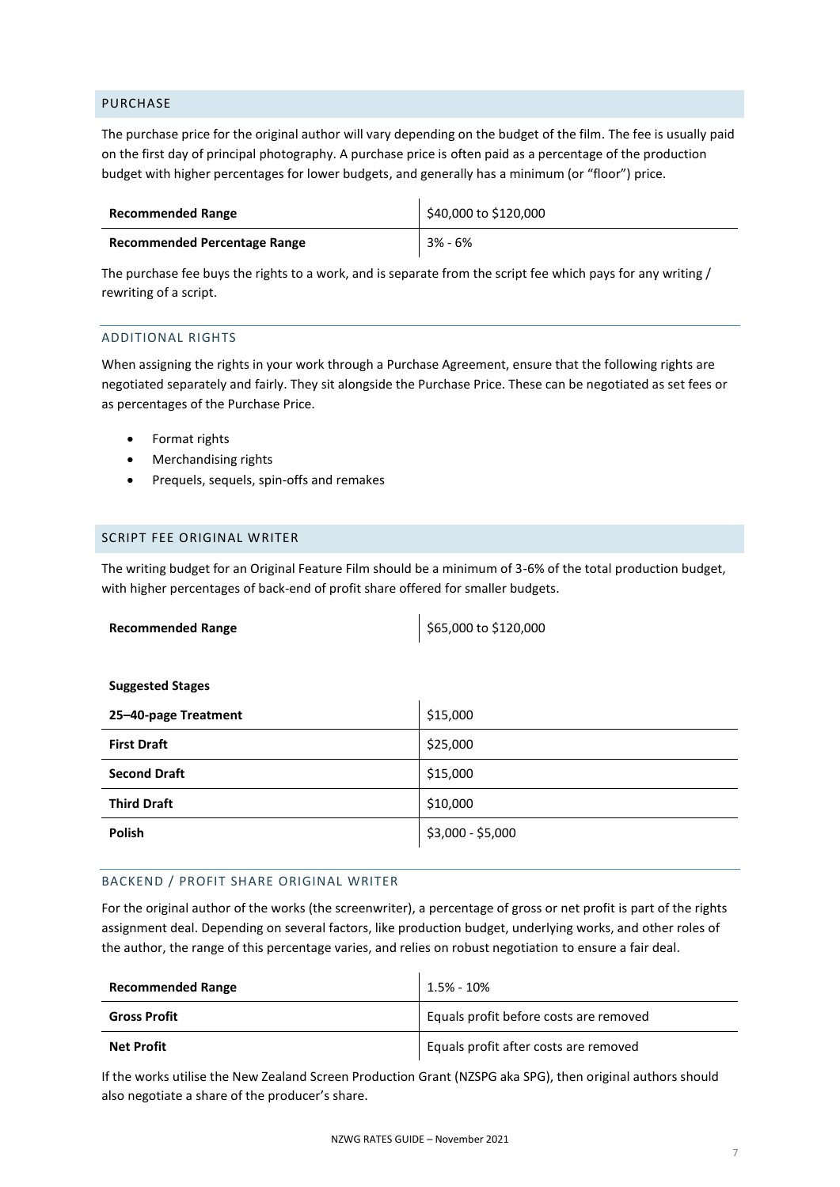## PURCHASE

The purchase price for the original author will vary depending on the budget of the film. The fee is usually paid on the first day of principal photography. A purchase price is often paid as a percentage of the production budget with higher percentages for lower budgets, and generally has a minimum (or "floor") price.

| | |
|---|---|
| **Recommended Range** | $40,000 to $120,000 |
| **Recommended Percentage Range** | 3% - 6% |

The purchase fee buys the rights to a work, and is separate from the script fee which pays for any writing / rewriting of a script.

### ADDITIONAL RIGHTS

When assigning the rights in your work through a Purchase Agreement, ensure that the following rights are negotiated separately and fairly. They sit alongside the Purchase Price. These can be negotiated as set fees or as percentages of the Purchase Price.

- Format rights
- Merchandising rights
- Prequels, sequels, spin-offs and remakes

## SCRIPT FEE ORIGINAL WRITER

The writing budget for an Original Feature Film should be a minimum of 3-6% of the total production budget, with higher percentages of back-end of profit share offered for smaller budgets.

| | |
|---|---|
| **Recommended Range** | $65,000 to $120,000 |

**Suggested Stages**

| | |
|---|---|
| **25–40-page Treatment** | $15,000 |
| **First Draft** | $25,000 |
| **Second Draft** | $15,000 |
| **Third Draft** | $10,000 |
| **Polish** | $3,000 - $5,000 |

### BACKEND / PROFIT SHARE ORIGINAL WRITER

For the original author of the works (the screenwriter), a percentage of gross or net profit is part of the rights assignment deal. Depending on several factors, like production budget, underlying works, and other roles of the author, the range of this percentage varies, and relies on robust negotiation to ensure a fair deal.

| | |
|---|---|
| **Recommended Range** | 1.5% - 10% |
| **Gross Profit** | Equals profit before costs are removed |
| **Net Profit** | Equals profit after costs are removed |

If the works utilise the New Zealand Screen Production Grant (NZSPG aka SPG), then original authors should also negotiate a share of the producer's share.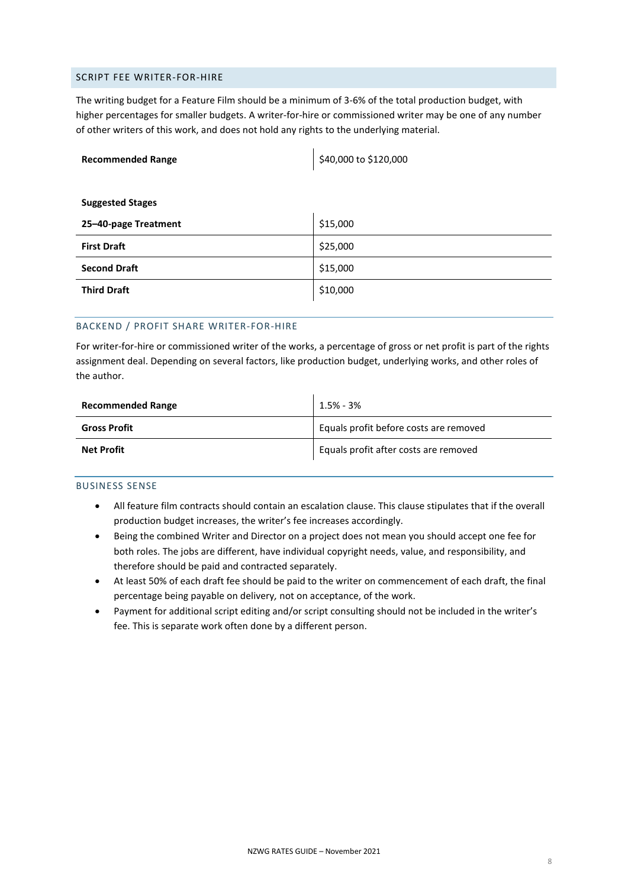## SCRIPT FEE WRITER-FOR-HIRE

The writing budget for a Feature Film should be a minimum of 3-6% of the total production budget, with higher percentages for smaller budgets. A writer-for-hire or commissioned writer may be one of any number of other writers of this work, and does not hold any rights to the underlying material.

| **Recommended Range** | $40,000 to $120,000 |
|---|---|

**Suggested Stages**

| **25–40-page Treatment** | $15,000 |
|---|---|
| **First Draft** | $25,000 |
| **Second Draft** | $15,000 |
| **Third Draft** | $10,000 |

## BACKEND / PROFIT SHARE WRITER-FOR-HIRE

For writer-for-hire or commissioned writer of the works, a percentage of gross or net profit is part of the rights assignment deal. Depending on several factors, like production budget, underlying works, and other roles of the author.

| **Recommended Range** | 1.5% - 3% |
|---|---|
| **Gross Profit** | Equals profit before costs are removed |
| **Net Profit** | Equals profit after costs are removed |

## BUSINESS SENSE

- All feature film contracts should contain an escalation clause. This clause stipulates that if the overall production budget increases, the writer's fee increases accordingly.
- Being the combined Writer and Director on a project does not mean you should accept one fee for both roles. The jobs are different, have individual copyright needs, value, and responsibility, and therefore should be paid and contracted separately.
- At least 50% of each draft fee should be paid to the writer on commencement of each draft, the final percentage being payable on delivery, *not* on acceptance, of the work.
- Payment for additional script editing and/or script consulting should not be included in the writer's fee. This is separate work often done by a different person.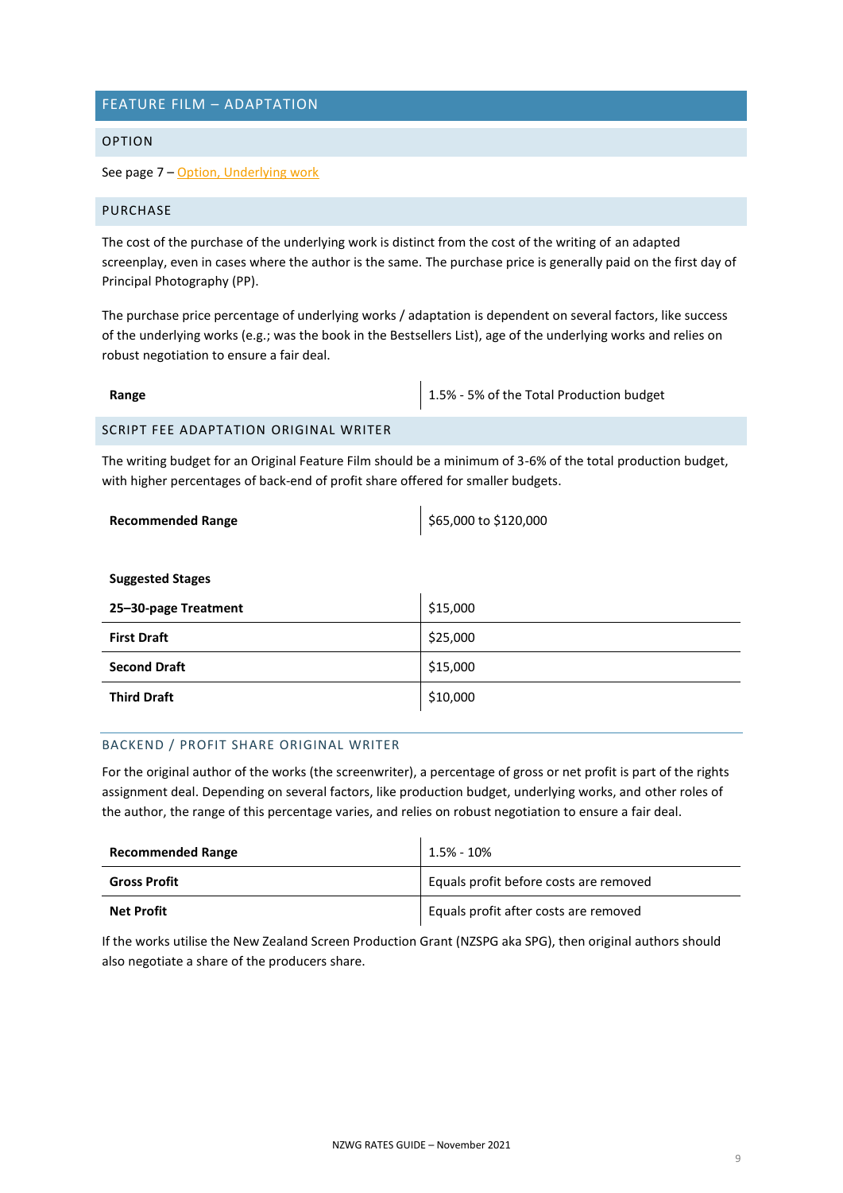# FEATURE FILM – ADAPTATION

## OPTION

See page 7 – Option, Underlying work

## PURCHASE

The cost of the purchase of the underlying work is distinct from the cost of the writing of an adapted screenplay, even in cases where the author is the same. The purchase price is generally paid on the first day of Principal Photography (PP).

The purchase price percentage of underlying works / adaptation is dependent on several factors, like success of the underlying works (e.g.; was the book in the Bestsellers List), age of the underlying works and relies on robust negotiation to ensure a fair deal.

| | |
|---|---|
| **Range** | 1.5% - 5% of the Total Production budget |

## SCRIPT FEE ADAPTATION ORIGINAL WRITER

The writing budget for an Original Feature Film should be a minimum of 3-6% of the total production budget, with higher percentages of back-end of profit share offered for smaller budgets.

| | |
|---|---|
| **Recommended Range** | $65,000 to $120,000 |

**Suggested Stages**

| | |
|---|---|
| **25–30-page Treatment** | $15,000 |
| **First Draft** | $25,000 |
| **Second Draft** | $15,000 |
| **Third Draft** | $10,000 |

### BACKEND / PROFIT SHARE ORIGINAL WRITER

For the original author of the works (the screenwriter), a percentage of gross or net profit is part of the rights assignment deal. Depending on several factors, like production budget, underlying works, and other roles of the author, the range of this percentage varies, and relies on robust negotiation to ensure a fair deal.

| | |
|---|---|
| **Recommended Range** | 1.5% - 10% |
| **Gross Profit** | Equals profit before costs are removed |
| **Net Profit** | Equals profit after costs are removed |

If the works utilise the New Zealand Screen Production Grant (NZSPG aka SPG), then original authors should also negotiate a share of the producers share.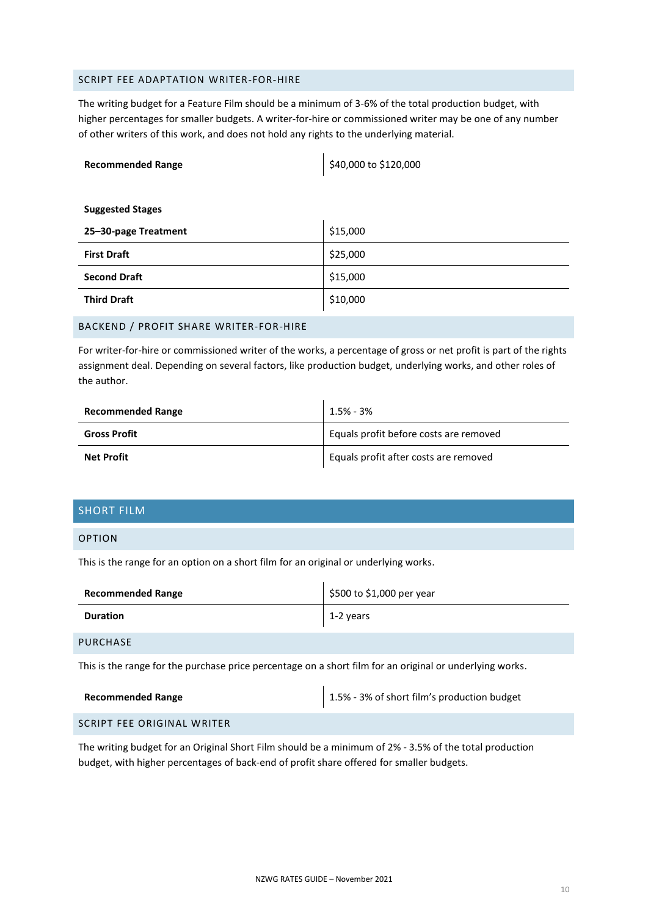### SCRIPT FEE ADAPTATION WRITER-FOR-HIRE

The writing budget for a Feature Film should be a minimum of 3-6% of the total production budget, with higher percentages for smaller budgets. A writer-for-hire or commissioned writer may be one of any number of other writers of this work, and does not hold any rights to the underlying material.

| | |
|---|---|
| **Recommended Range** | $40,000 to $120,000 |

**Suggested Stages**

| | |
|---|---|
| **25–30-page Treatment** | $15,000 |
| **First Draft** | $25,000 |
| **Second Draft** | $15,000 |
| **Third Draft** | $10,000 |

### BACKEND / PROFIT SHARE WRITER-FOR-HIRE

For writer-for-hire or commissioned writer of the works, a percentage of gross or net profit is part of the rights assignment deal. Depending on several factors, like production budget, underlying works, and other roles of the author.

| | |
|---|---|
| **Recommended Range** | 1.5% - 3% |
| **Gross Profit** | Equals profit before costs are removed |
| **Net Profit** | Equals profit after costs are removed |

## SHORT FILM

### OPTION

This is the range for an option on a short film for an original or underlying works.

| | |
|---|---|
| **Recommended Range** | $500 to $1,000 per year |
| **Duration** | 1-2 years |

### PURCHASE

This is the range for the purchase price percentage on a short film for an original or underlying works.

| | |
|---|---|
| **Recommended Range** | 1.5% - 3% of short film's production budget |

### SCRIPT FEE ORIGINAL WRITER

The writing budget for an Original Short Film should be a minimum of 2% - 3.5% of the total production budget, with higher percentages of back-end of profit share offered for smaller budgets.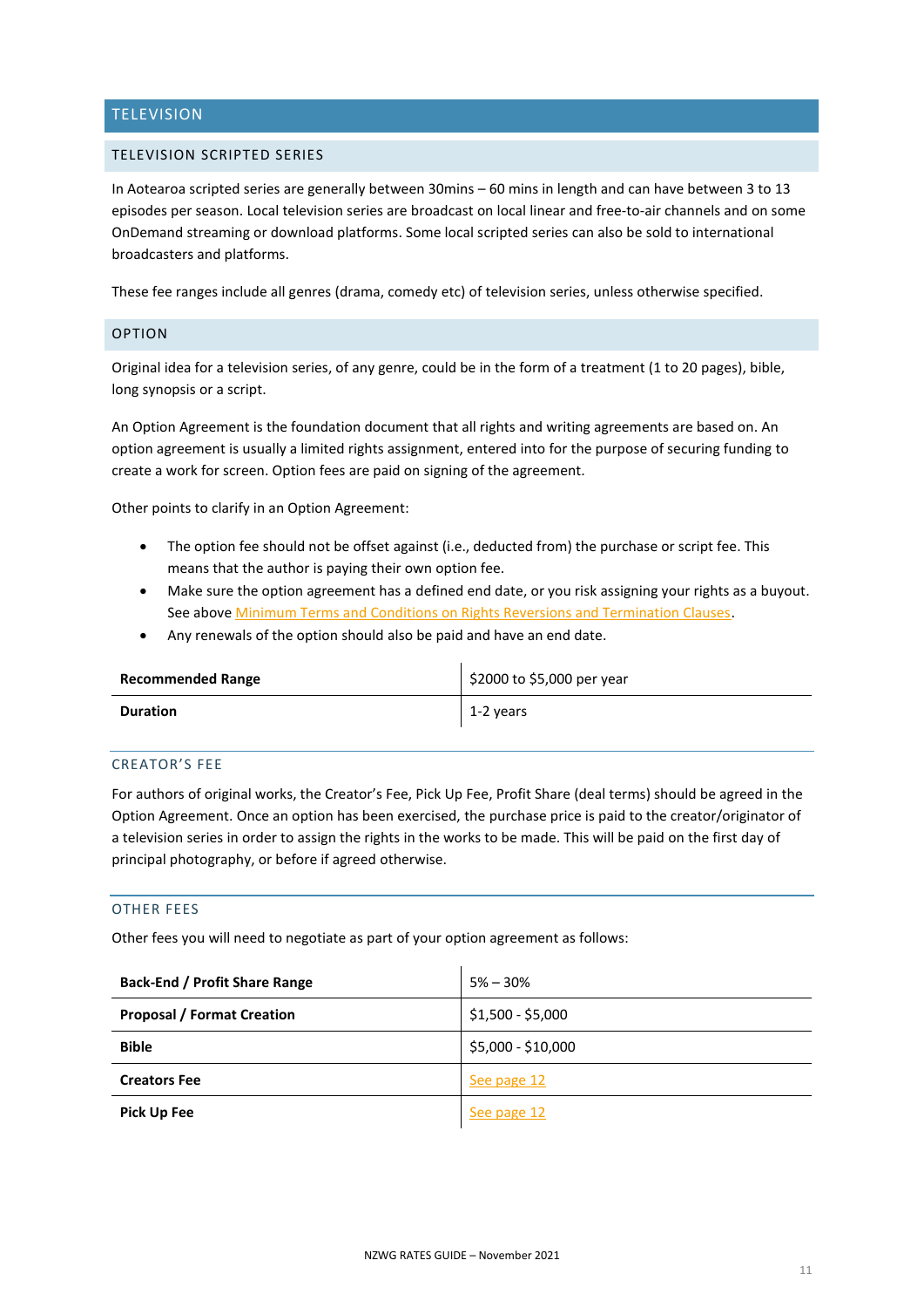# TELEVISION

## TELEVISION SCRIPTED SERIES

In Aotearoa scripted series are generally between 30mins – 60 mins in length and can have between 3 to 13 episodes per season. Local television series are broadcast on local linear and free-to-air channels and on some OnDemand streaming or download platforms. Some local scripted series can also be sold to international broadcasters and platforms.

These fee ranges include all genres (drama, comedy etc) of television series, unless otherwise specified.

## OPTION

Original idea for a television series, of any genre, could be in the form of a treatment (1 to 20 pages), bible, long synopsis or a script.

An Option Agreement is the foundation document that all rights and writing agreements are based on. An option agreement is usually a limited rights assignment, entered into for the purpose of securing funding to create a work for screen. Option fees are paid on signing of the agreement.

Other points to clarify in an Option Agreement:

- The option fee should not be offset against (i.e., deducted from) the purchase or script fee. This means that the author is paying their own option fee.
- Make sure the option agreement has a defined end date, or you risk assigning your rights as a buyout. See above Minimum Terms and Conditions on Rights Reversions and Termination Clauses.
- Any renewals of the option should also be paid and have an end date.

| | |
|---|---|
| **Recommended Range** | $2000 to $5,000 per year |
| **Duration** | 1-2 years |

### CREATOR'S FEE

For authors of original works, the Creator's Fee, Pick Up Fee, Profit Share (deal terms) should be agreed in the Option Agreement. Once an option has been exercised, the purchase price is paid to the creator/originator of a television series in order to assign the rights in the works to be made. This will be paid on the first day of principal photography, or before if agreed otherwise.

### OTHER FEES

Other fees you will need to negotiate as part of your option agreement as follows:

| | |
|---|---|
| **Back-End / Profit Share Range** | 5% – 30% |
| **Proposal / Format Creation** | $1,500 - $5,000 |
| **Bible** | $5,000 - $10,000 |
| **Creators Fee** | See page 12 |
| **Pick Up Fee** | See page 12 |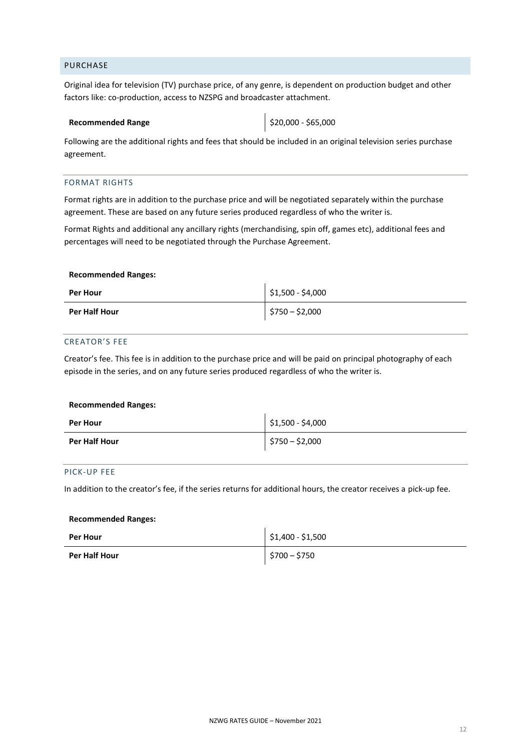## PURCHASE

Original idea for television (TV) purchase price, of any genre, is dependent on production budget and other factors like: co-production, access to NZSPG and broadcaster attachment.

| **Recommended Range** | $20,000 - $65,000 |
|---|---|

Following are the additional rights and fees that should be included in an original television series purchase agreement.

### FORMAT RIGHTS

Format rights are in addition to the purchase price and will be negotiated separately within the purchase agreement. These are based on any future series produced regardless of who the writer is.

Format Rights and additional any ancillary rights (merchandising, spin off, games etc), additional fees and percentages will need to be negotiated through the Purchase Agreement.

**Recommended Ranges:**

| **Per Hour** | $1,500 - $4,000 |
|---|---|
| **Per Half Hour** | $750 – $2,000 |

### CREATOR'S FEE

Creator's fee. This fee is in addition to the purchase price and will be paid on principal photography of each episode in the series, and on any future series produced regardless of who the writer is.

**Recommended Ranges:**

| **Per Hour** | $1,500 - $4,000 |
|---|---|
| **Per Half Hour** | $750 – $2,000 |

### PICK-UP FEE

In addition to the creator's fee, if the series returns for additional hours, the creator receives a pick-up fee.

**Recommended Ranges:**

| **Per Hour** | $1,400 - $1,500 |
|---|---|
| **Per Half Hour** | $700 – $750 |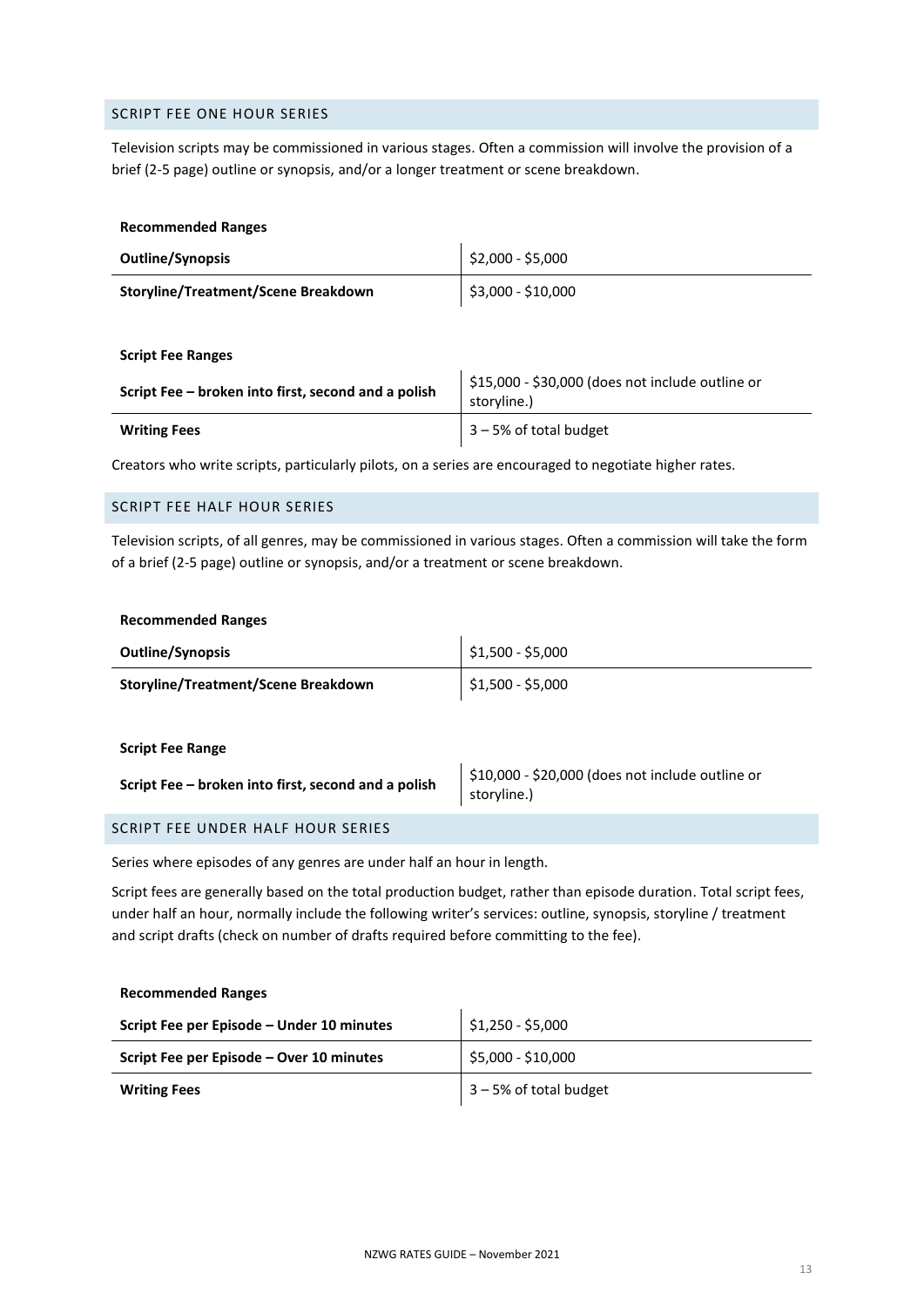## SCRIPT FEE ONE HOUR SERIES

Television scripts may be commissioned in various stages. Often a commission will involve the provision of a brief (2-5 page) outline or synopsis, and/or a longer treatment or scene breakdown.

**Recommended Ranges**

| | |
|---|---|
| **Outline/Synopsis** | $2,000 - $5,000 |
| **Storyline/Treatment/Scene Breakdown** | $3,000 - $10,000 |

**Script Fee Ranges**

| | |
|---|---|
| **Script Fee – broken into first, second and a polish** | $15,000 - $30,000 (does not include outline or storyline.) |
| **Writing Fees** | 3 – 5% of total budget |

Creators who write scripts, particularly pilots, on a series are encouraged to negotiate higher rates.

## SCRIPT FEE HALF HOUR SERIES

Television scripts, of all genres, may be commissioned in various stages. Often a commission will take the form of a brief (2-5 page) outline or synopsis, and/or a treatment or scene breakdown.

**Recommended Ranges**

| | |
|---|---|
| **Outline/Synopsis** | $1,500 - $5,000 |
| **Storyline/Treatment/Scene Breakdown** | $1,500 - $5,000 |

**Script Fee Range**

| | |
|---|---|
| **Script Fee – broken into first, second and a polish** | $10,000 - $20,000 (does not include outline or storyline.) |

## SCRIPT FEE UNDER HALF HOUR SERIES

Series where episodes of any genres are under half an hour in length.

Script fees are generally based on the total production budget, rather than episode duration. Total script fees, under half an hour, normally include the following writer's services: outline, synopsis, storyline / treatment and script drafts (check on number of drafts required before committing to the fee).

**Recommended Ranges**

| | |
|---|---|
| **Script Fee per Episode – Under 10 minutes** | $1,250 - $5,000 |
| **Script Fee per Episode – Over 10 minutes** | $5,000 - $10,000 |
| **Writing Fees** | 3 – 5% of total budget |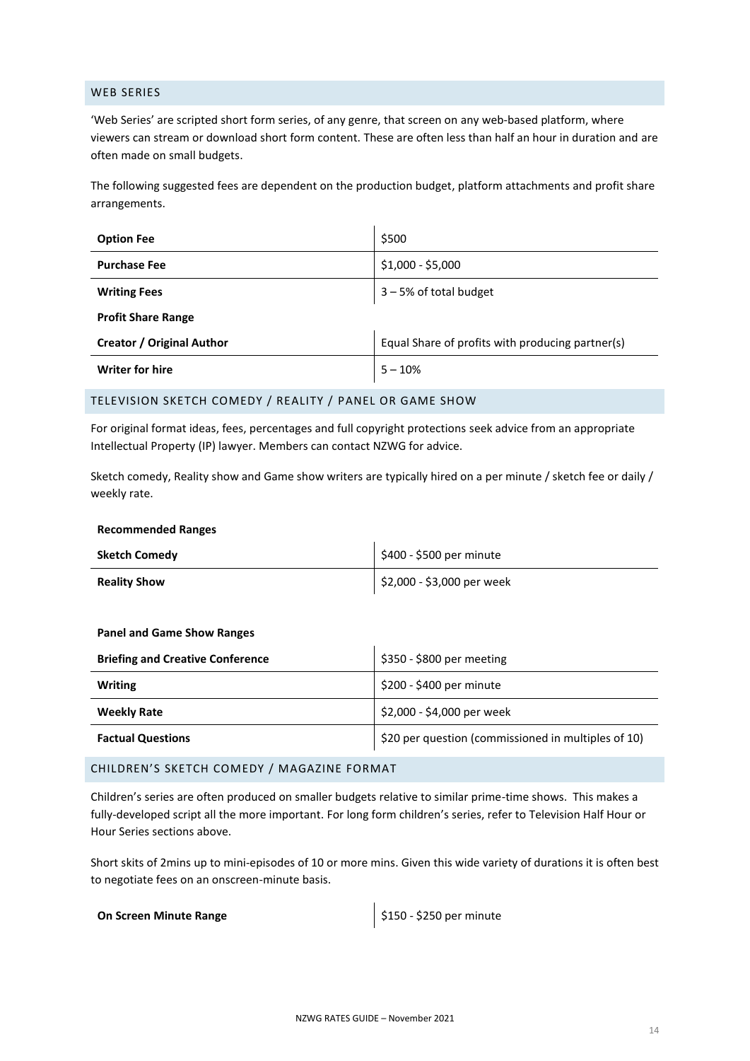## WEB SERIES

'Web Series' are scripted short form series, of any genre, that screen on any web-based platform, where viewers can stream or download short form content. These are often less than half an hour in duration and are often made on small budgets.

The following suggested fees are dependent on the production budget, platform attachments and profit share arrangements.

| | |
|---|---|
| **Option Fee** | $500 |
| **Purchase Fee** | $1,000 - $5,000 |
| **Writing Fees** | 3 – 5% of total budget |
| **Profit Share Range** | |
| **Creator / Original Author** | Equal Share of profits with producing partner(s) |
| **Writer for hire** | 5 – 10% |

## TELEVISION SKETCH COMEDY / REALITY / PANEL OR GAME SHOW

For original format ideas, fees, percentages and full copyright protections seek advice from an appropriate Intellectual Property (IP) lawyer. Members can contact NZWG for advice.

Sketch comedy, Reality show and Game show writers are typically hired on a per minute / sketch fee or daily / weekly rate.

**Recommended Ranges**

| | |
|---|---|
| **Sketch Comedy** | $400 - $500 per minute |
| **Reality Show** | $2,000 - $3,000 per week |

**Panel and Game Show Ranges**

| | |
|---|---|
| **Briefing and Creative Conference** | $350 - $800 per meeting |
| **Writing** | $200 - $400 per minute |
| **Weekly Rate** | $2,000 - $4,000 per week |
| **Factual Questions** | $20 per question (commissioned in multiples of 10) |

## CHILDREN'S SKETCH COMEDY / MAGAZINE FORMAT

Children's series are often produced on smaller budgets relative to similar prime-time shows. This makes a fully-developed script all the more important. For long form children's series, refer to Television Half Hour or Hour Series sections above.

Short skits of 2mins up to mini-episodes of 10 or more mins. Given this wide variety of durations it is often best to negotiate fees on an onscreen-minute basis.

| | |
|---|---|
| **On Screen Minute Range** | $150 - $250 per minute |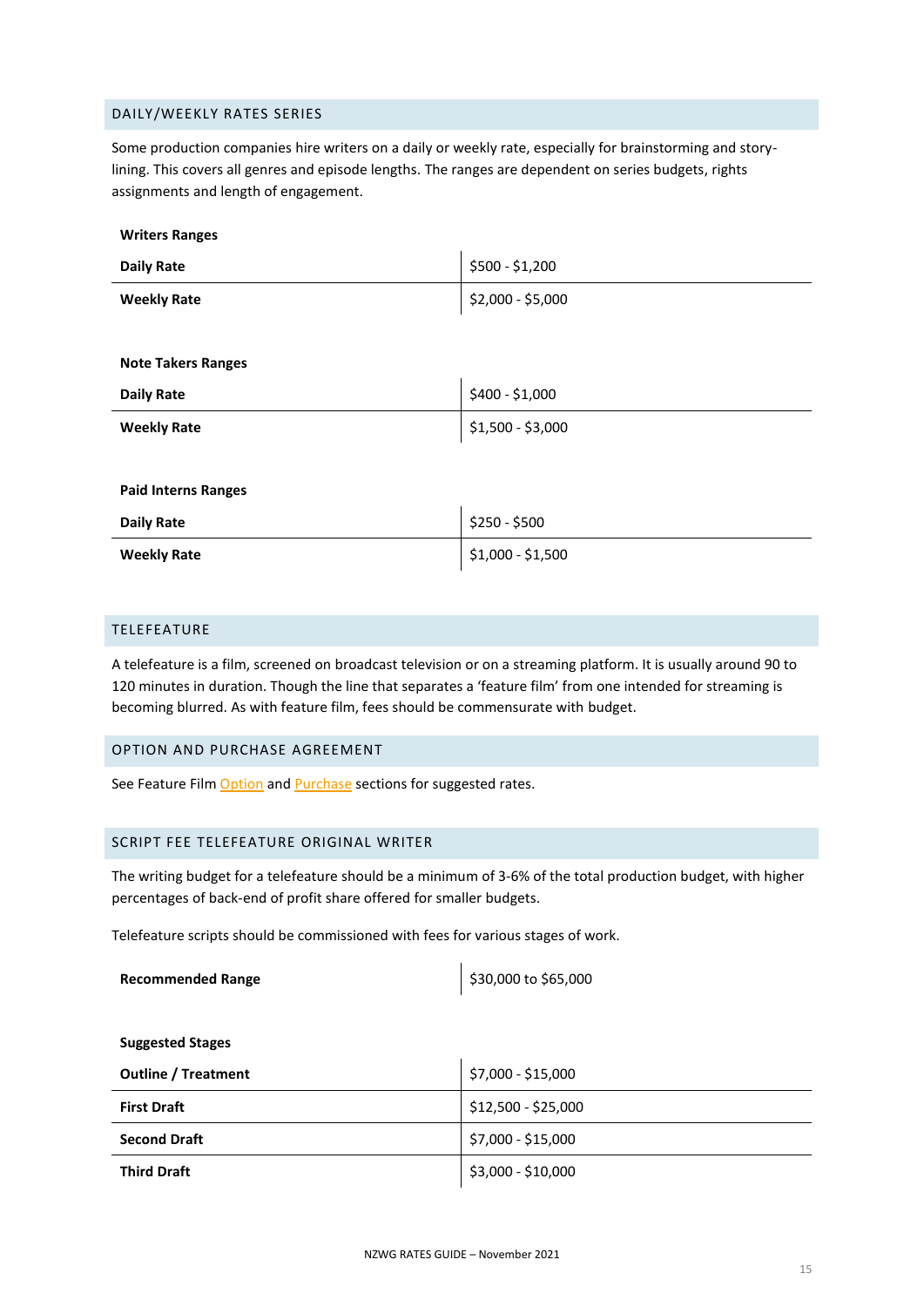## DAILY/WEEKLY RATES SERIES

Some production companies hire writers on a daily or weekly rate, especially for brainstorming and story-lining. This covers all genres and episode lengths. The ranges are dependent on series budgets, rights assignments and length of engagement.

**Writers Ranges**

| | |
|---|---|
| **Daily Rate** | $500 - $1,200 |
| **Weekly Rate** | $2,000 - $5,000 |

**Note Takers Ranges**

| | |
|---|---|
| **Daily Rate** | $400 - $1,000 |
| **Weekly Rate** | $1,500 - $3,000 |

**Paid Interns Ranges**

| | |
|---|---|
| **Daily Rate** | $250 - $500 |
| **Weekly Rate** | $1,000 - $1,500 |

## TELEFEATURE

A telefeature is a film, screened on broadcast television or on a streaming platform. It is usually around 90 to 120 minutes in duration. Though the line that separates a 'feature film' from one intended for streaming is becoming blurred. As with feature film, fees should be commensurate with budget.

## OPTION AND PURCHASE AGREEMENT

See Feature Film Option and Purchase sections for suggested rates.

## SCRIPT FEE TELEFEATURE ORIGINAL WRITER

The writing budget for a telefeature should be a minimum of 3-6% of the total production budget, with higher percentages of back-end of profit share offered for smaller budgets.

Telefeature scripts should be commissioned with fees for various stages of work.

| | |
|---|---|
| **Recommended Range** | $30,000 to $65,000 |

**Suggested Stages**

| | |
|---|---|
| **Outline / Treatment** | $7,000 - $15,000 |
| **First Draft** | $12,500 - $25,000 |
| **Second Draft** | $7,000 - $15,000 |
| **Third Draft** | $3,000 - $10,000 |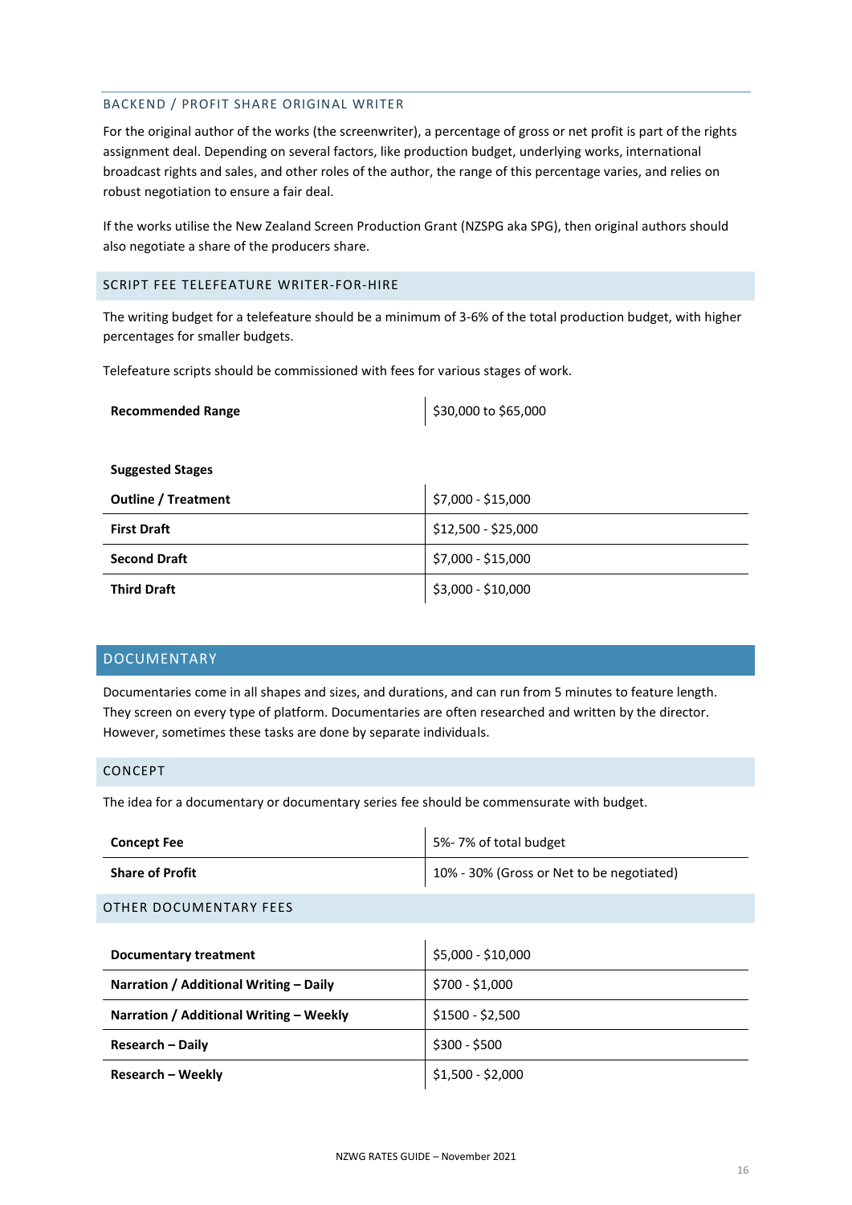### BACKEND / PROFIT SHARE ORIGINAL WRITER

For the original author of the works (the screenwriter), a percentage of gross or net profit is part of the rights assignment deal. Depending on several factors, like production budget, underlying works, international broadcast rights and sales, and other roles of the author, the range of this percentage varies, and relies on robust negotiation to ensure a fair deal.

If the works utilise the New Zealand Screen Production Grant (NZSPG aka SPG), then original authors should also negotiate a share of the producers share.

### SCRIPT FEE TELEFEATURE WRITER-FOR-HIRE

The writing budget for a telefeature should be a minimum of 3-6% of the total production budget, with higher percentages for smaller budgets.

Telefeature scripts should be commissioned with fees for various stages of work.

| | |
|---|---|
| **Recommended Range** | $30,000 to $65,000 |

**Suggested Stages**

| | |
|---|---|
| **Outline / Treatment** | $7,000 - $15,000 |
| **First Draft** | $12,500 - $25,000 |
| **Second Draft** | $7,000 - $15,000 |
| **Third Draft** | $3,000 - $10,000 |

## DOCUMENTARY

Documentaries come in all shapes and sizes, and durations, and can run from 5 minutes to feature length. They screen on every type of platform. Documentaries are often researched and written by the director. However, sometimes these tasks are done by separate individuals.

### CONCEPT

The idea for a documentary or documentary series fee should be commensurate with budget.

| | |
|---|---|
| **Concept Fee** | 5%- 7% of total budget |
| **Share of Profit** | 10% - 30% (Gross or Net to be negotiated) |

### OTHER DOCUMENTARY FEES

| | |
|---|---|
| **Documentary treatment** | $5,000 - $10,000 |
| **Narration / Additional Writing – Daily** | $700 - $1,000 |
| **Narration / Additional Writing – Weekly** | $1500 - $2,500 |
| **Research – Daily** | $300 - $500 |
| **Research – Weekly** | $1,500 - $2,000 |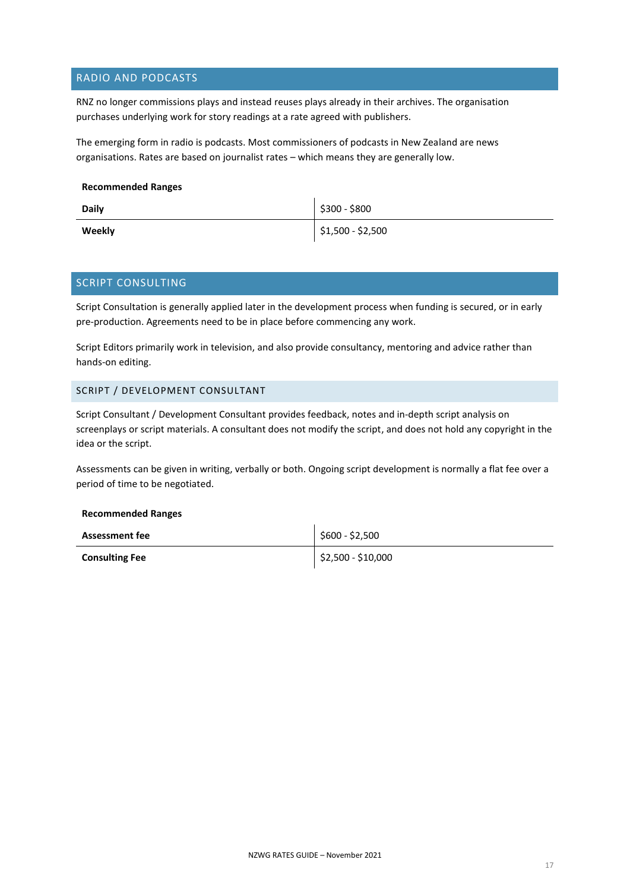## RADIO AND PODCASTS

RNZ no longer commissions plays and instead reuses plays already in their archives. The organisation purchases underlying work for story readings at a rate agreed with publishers.

The emerging form in radio is podcasts. Most commissioners of podcasts in New Zealand are news organisations. Rates are based on journalist rates – which means they are generally low.

**Recommended Ranges**

| | |
|---|---|
| **Daily** | $300 - $800 |
| **Weekly** | $1,500 - $2,500 |

## SCRIPT CONSULTING

Script Consultation is generally applied later in the development process when funding is secured, or in early pre-production. Agreements need to be in place before commencing any work.

Script Editors primarily work in television, and also provide consultancy, mentoring and advice rather than hands-on editing.

### SCRIPT / DEVELOPMENT CONSULTANT

Script Consultant / Development Consultant provides feedback, notes and in-depth script analysis on screenplays or script materials. A consultant does not modify the script, and does not hold any copyright in the idea or the script.

Assessments can be given in writing, verbally or both. Ongoing script development is normally a flat fee over a period of time to be negotiated.

**Recommended Ranges**

| | |
|---|---|
| **Assessment fee** | $600 - $2,500 |
| **Consulting Fee** | $2,500 - $10,000 |